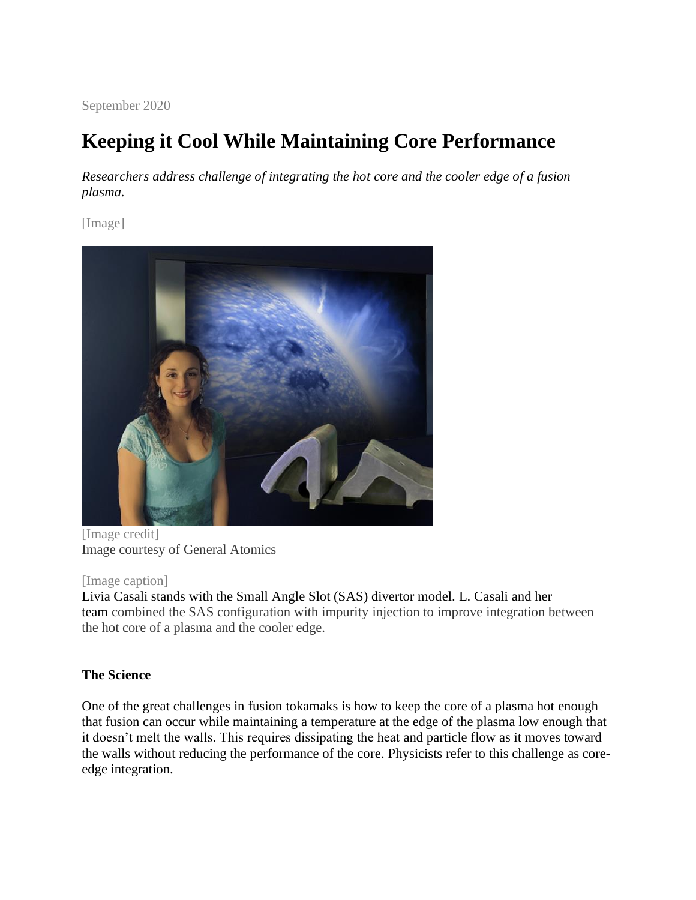September 2020

# Keeping it Cool While Maintaining Core Performance

*Researchers address challenge of integrating the hot core and the cooler edge of a fusion plasma.*

[Image]

[Image credit]
Image courtesy of General Atomics

[Image caption]
Livia Casali stands with the Small Angle Slot (SAS) divertor model. L. Casali and her team combined the SAS configuration with impurity injection to improve integration between the hot core of a plasma and the cooler edge.

### The Science

One of the great challenges in fusion tokamaks is how to keep the core of a plasma hot enough that fusion can occur while maintaining a temperature at the edge of the plasma low enough that it doesn't melt the walls. This requires dissipating the heat and particle flow as it moves toward the walls without reducing the performance of the core. Physicists refer to this challenge as core-edge integration.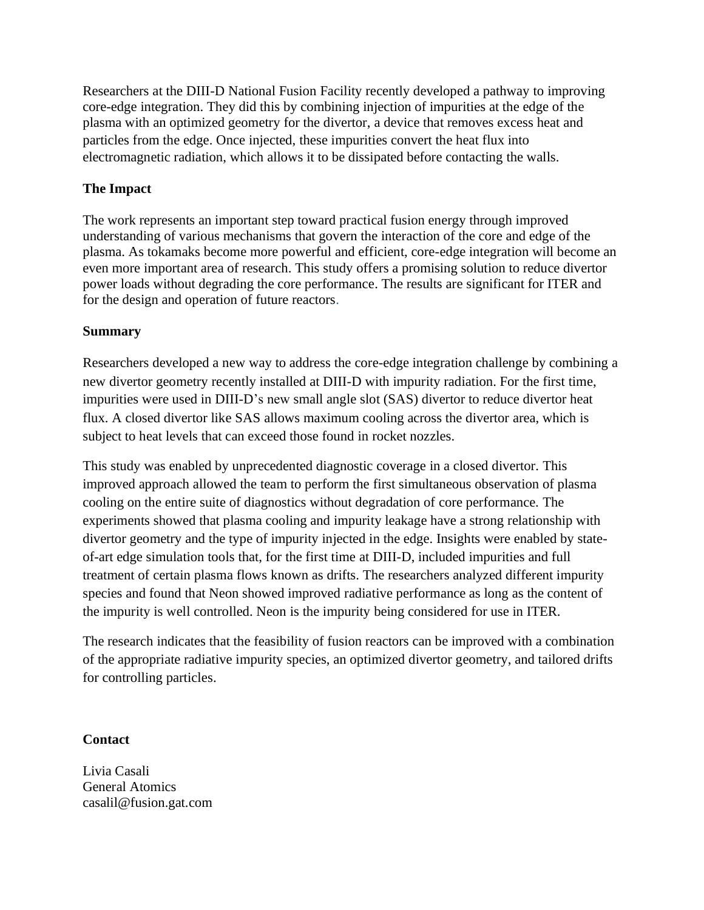Researchers at the DIII-D National Fusion Facility recently developed a pathway to improving core-edge integration. They did this by combining injection of impurities at the edge of the plasma with an optimized geometry for the divertor, a device that removes excess heat and particles from the edge. Once injected, these impurities convert the heat flux into electromagnetic radiation, which allows it to be dissipated before contacting the walls.

**The Impact**

The work represents an important step toward practical fusion energy through improved understanding of various mechanisms that govern the interaction of the core and edge of the plasma. As tokamaks become more powerful and efficient, core-edge integration will become an even more important area of research. This study offers a promising solution to reduce divertor power loads without degrading the core performance. The results are significant for ITER and for the design and operation of future reactors.

**Summary**

Researchers developed a new way to address the core-edge integration challenge by combining a new divertor geometry recently installed at DIII-D with impurity radiation. For the first time, impurities were used in DIII-D's new small angle slot (SAS) divertor to reduce divertor heat flux. A closed divertor like SAS allows maximum cooling across the divertor area, which is subject to heat levels that can exceed those found in rocket nozzles.

This study was enabled by unprecedented diagnostic coverage in a closed divertor. This improved approach allowed the team to perform the first simultaneous observation of plasma cooling on the entire suite of diagnostics without degradation of core performance. The experiments showed that plasma cooling and impurity leakage have a strong relationship with divertor geometry and the type of impurity injected in the edge. Insights were enabled by state-of-art edge simulation tools that, for the first time at DIII-D, included impurities and full treatment of certain plasma flows known as drifts. The researchers analyzed different impurity species and found that Neon showed improved radiative performance as long as the content of the impurity is well controlled. Neon is the impurity being considered for use in ITER.

The research indicates that the feasibility of fusion reactors can be improved with a combination of the appropriate radiative impurity species, an optimized divertor geometry, and tailored drifts for controlling particles.

**Contact**

Livia Casali
General Atomics
casalil@fusion.gat.com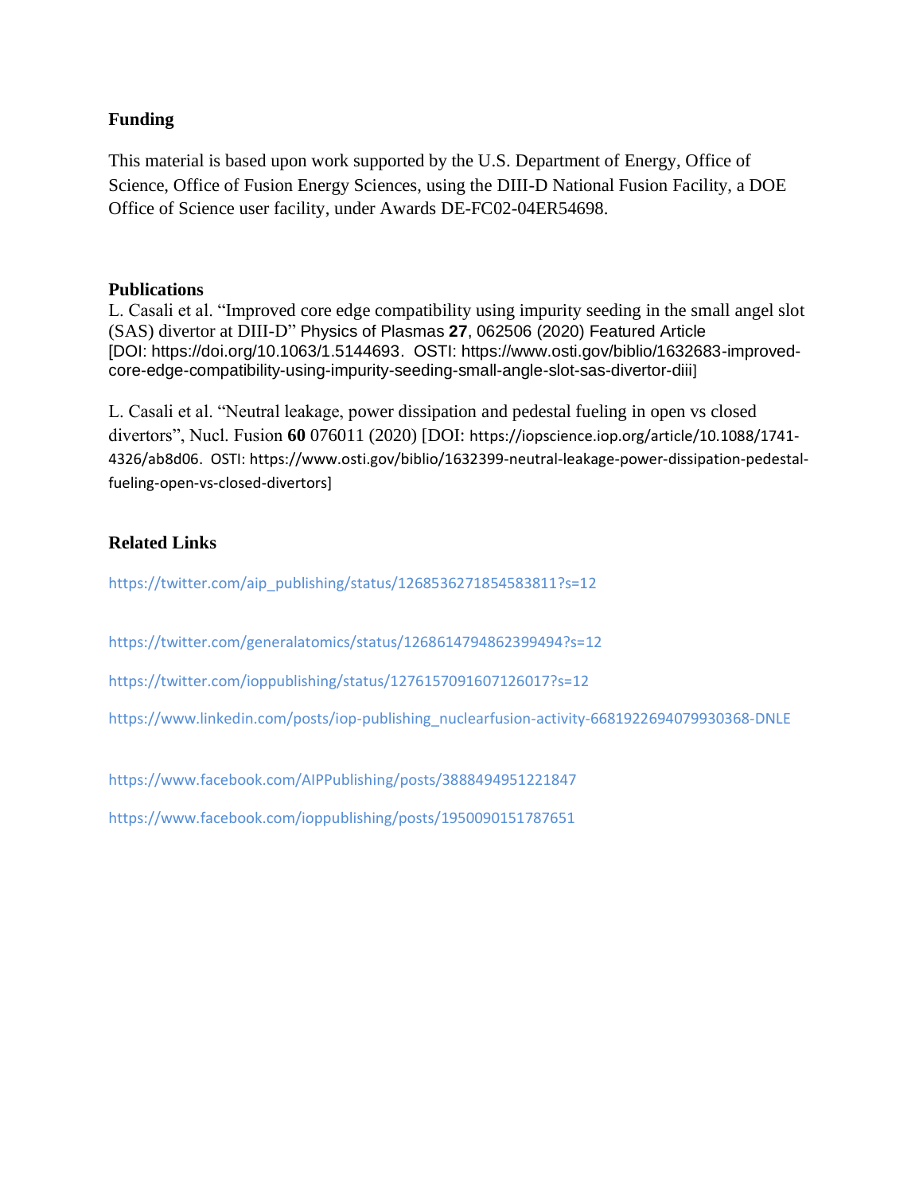**Funding**

This material is based upon work supported by the U.S. Department of Energy, Office of Science, Office of Fusion Energy Sciences, using the DIII-D National Fusion Facility, a DOE Office of Science user facility, under Awards DE-FC02-04ER54698.

**Publications**

L. Casali et al. "Improved core edge compatibility using impurity seeding in the small angel slot (SAS) divertor at DIII-D" Physics of Plasmas **27**, 062506 (2020) Featured Article [DOI: https://doi.org/10.1063/1.5144693. OSTI: https://www.osti.gov/biblio/1632683-improved-core-edge-compatibility-using-impurity-seeding-small-angle-slot-sas-divertor-diii]

L. Casali et al. "Neutral leakage, power dissipation and pedestal fueling in open vs closed divertors", Nucl. Fusion **60** 076011 (2020) [DOI: https://iopscience.iop.org/article/10.1088/1741-4326/ab8d06. OSTI: https://www.osti.gov/biblio/1632399-neutral-leakage-power-dissipation-pedestal-fueling-open-vs-closed-divertors]

**Related Links**

https://twitter.com/aip_publishing/status/1268536271854583811?s=12

https://twitter.com/generalatomics/status/1268614794862399494?s=12

https://twitter.com/ioppublishing/status/1276157091607126017?s=12

https://www.linkedin.com/posts/iop-publishing_nuclearfusion-activity-6681922694079930368-DNLE

https://www.facebook.com/AIPPublishing/posts/3888494951221847

https://www.facebook.com/ioppublishing/posts/1950090151787651